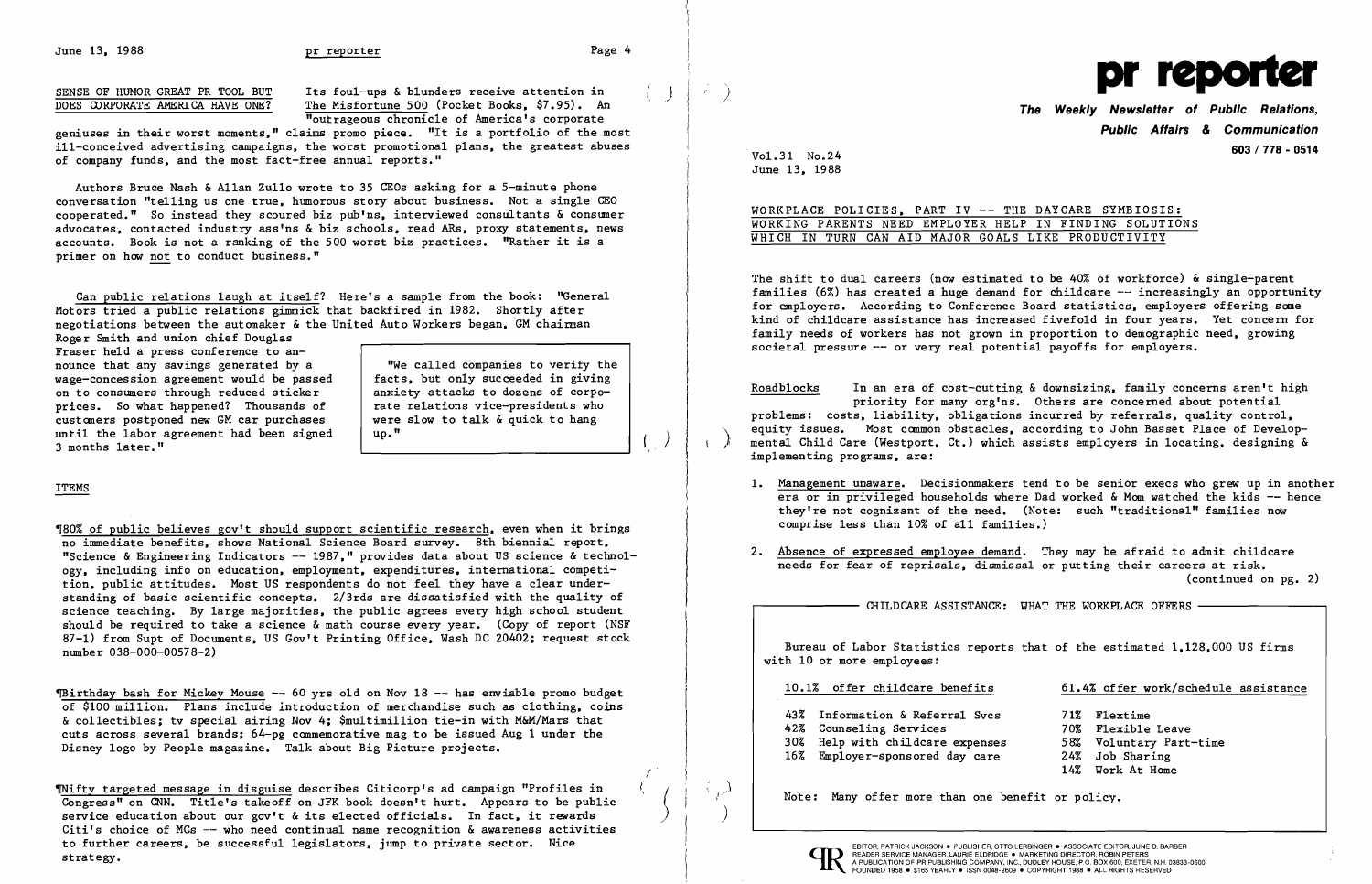## SENSE OF HUMOR GREAT PR TOOL BUT DOES CORPORATE AMERICA HAVE ONE?

Its foul-ups & blunders receive attention in The Misfortune 500 (Pocket Books, $7.95). An "outrageous chronicle of America's corporate geniuses in their worst moments," claims promo piece. "It is a portfolio of the most ill-conceived advertising campaigns, the worst promotional plans, the greatest abuses of company funds, and the most fact-free annual reports."

Authors Bruce Nash & Allan Zullo wrote to 35 CEOs asking for a 5-minute phone conversation "telling us one true, humorous story about business. Not a single CEO cooperated." So instead they scoured biz pub'ns, interviewed consultants & consumer advocates, contacted industry ass'ns & biz schools, read ARs, proxy statements, news accounts. Book is not a ranking of the 500 worst biz practices. "Rather it is a primer on how not to conduct business."

Can public relations laugh at itself? Here's a sample from the book: "General Motors tried a public relations gimmick that backfired in 1982. Shortly after negotiations between the automaker & the United Auto Workers began, GM chairman Roger Smith and union chief Douglas Fraser held a press conference to announce that any savings generated by a wage-concession agreement would be passed on to consumers through reduced sticker prices. So what happened? Thousands of customers postponed new GM car purchases until the labor agreement had been signed 3 months later."

> "We called companies to verify the facts, but only succeeded in giving anxiety attacks to dozens of corporate relations vice-presidents who were slow to talk & quick to hang up."

## ITEMS

¶80% of public believes gov't should support scientific research, even when it brings no immediate benefits, shows National Science Board survey. 8th biennial report, "Science & Engineering Indicators -- 1987," provides data about US science & technology, including info on education, employment, expenditures, international competition, public attitudes. Most US respondents do not feel they have a clear understanding of basic scientific concepts. 2/3rds are dissatisfied with the quality of science teaching. By large majorities, the public agrees every high school student should be required to take a science & math course every year. (Copy of report (NSF 87-1) from Supt of Documents, US Gov't Printing Office, Wash DC 20402; request stock number 038-000-00578-2)

¶Birthday bash for Mickey Mouse -- 60 yrs old on Nov 18 -- has enviable promo budget of $100 million. Plans include introduction of merchandise such as clothing, coins & collectibles; tv special airing Nov 4; $multimillion tie-in with M&M/Mars that cuts across several brands; 64-pg commemorative mag to be issued Aug 1 under the Disney logo by People magazine. Talk about Big Picture projects.

¶Nifty targeted message in disguise describes Citicorp's ad campaign "Profiles in Congress" on CNN. Title's takeoff on JFK book doesn't hurt. Appears to be public service education about our gov't & its elected officials. In fact, it rewards Citi's choice of MCs -- who need continual name recognition & awareness activities to further careers, be successful legislators, jump to private sector. Nice strategy.

# pr reporter

**The Weekly Newsletter of Public Relations, Public Affairs & Communication**

603 / 778 - 0514

Vol.31 No.24
June 13, 1988

## WORKPLACE POLICIES, PART IV -- THE DAYCARE SYMBIOSIS: WORKING PARENTS NEED EMPLOYER HELP IN FINDING SOLUTIONS WHICH IN TURN CAN AID MAJOR GOALS LIKE PRODUCTIVITY

The shift to dual careers (now estimated to be 40% of workforce) & single-parent families (6%) has created a huge demand for childcare -- increasingly an opportunity for employers. According to Conference Board statistics, employers offering some kind of childcare assistance has increased fivefold in four years. Yet concern for family needs of workers has not grown in proportion to demographic need, growing societal pressure -- or very real potential payoffs for employers.

Roadblocks In an era of cost-cutting & downsizing, family concerns aren't high priority for many org'ns. Others are concerned about potential problems: costs, liability, obligations incurred by referrals, quality control, equity issues. Most common obstacles, according to John Basset Place of Developmental Child Care (Westport, Ct.) which assists employers in locating, designing & implementing programs, are:

1. Management unaware. Decisionmakers tend to be senior execs who grew up in another era or in privileged households where Dad worked & Mom watched the kids -- hence they're not cognizant of the need. (Note: such "traditional" families now comprise less than 10% of all families.)

2. Absence of expressed employee demand. They may be afraid to admit childcare needs for fear of reprisals, dismissal or putting their careers at risk.

(continued on pg. 2)

### CHILDCARE ASSISTANCE: WHAT THE WORKPLACE OFFERS

Bureau of Labor Statistics reports that of the estimated 1,128,000 US firms with 10 or more employees:

| 10.1% offer childcare benefits | 61.4% offer work/schedule assistance |
|---|---|
| 43% Information & Referral Svcs | 71% Flextime |
| 42% Counseling Services | 70% Flexible Leave |
| 30% Help with childcare expenses | 58% Voluntary Part-time |
| 16% Employer-sponsored day care | 24% Job Sharing |
| | 14% Work At Home |

Note: Many offer more than one benefit or policy.

EDITOR, PATRICK JACKSON • PUBLISHER, OTTO LERBINGER • ASSOCIATE EDITOR, JUNE D. BARBER
READER SERVICE MANAGER, LAURIE ELDRIDGE • MARKETING DIRECTOR, ROBIN PETERS
A PUBLICATION OF PR PUBLISHING COMPANY, INC., DUDLEY HOUSE, P.O. BOX 600, EXETER, N.H. 03833-0600
FOUNDED 1958 • $165 YEARLY • ISSN 0048-2609 • COPYRIGHT 1988 • ALL RIGHTS RESERVED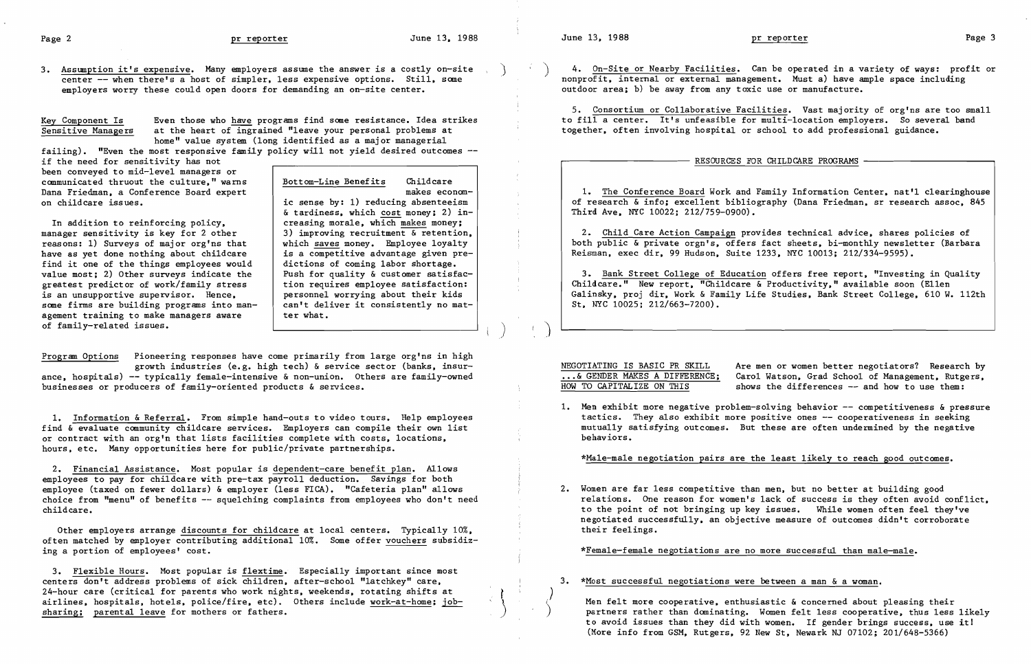3. Assumption it's expensive. Many employers assume the answer is a costly on-site center -- when there's a host of simpler, less expensive options. Still, some employers worry these could open doors for demanding an on-site center.

Key Component Is Sensitive Managers — Even those who have programs find some resistance. Idea strikes at the heart of ingrained "leave your personal problems at home" value system (long identified as a major managerial failing). "Even the most responsive family policy will not yield desired outcomes -- if the need for sensitivity has not been conveyed to mid-level managers or communicated thruout the culture," warns Dana Friedman, a Conference Board expert on childcare issues.

In addition to reinforcing policy, manager sensitivity is key for 2 other reasons: 1) Surveys of major org'ns that have as yet done nothing about childcare find it one of the things employees would value most; 2) Other surveys indicate the greatest predictor of work/family stress is an unsupportive supervisor. Hence, some firms are building programs into management training to make managers aware of family-related issues.

> Bottom-Line Benefits — Childcare makes economic sense by: 1) reducing absenteeism & tardiness, which cost money; 2) increasing morale, which makes money; 3) improving recruitment & retention, which saves money. Employee loyalty is a competitive advantage given predictions of coming labor shortage. Push for quality & customer satisfaction requires employee satisfaction: personnel worrying about their kids can't deliver it consistently no matter what.

Program Options — Pioneering responses have come primarily from large org'ns in high growth industries (e.g. high tech) & service sector (banks, insurance, hospitals) -- typically female-intensive & non-union. Others are family-owned businesses or producers of family-oriented products & services.

1. Information & Referral. From simple hand-outs to video tours. Help employees find & evaluate community childcare services. Employers can compile their own list or contract with an org'n that lists facilities complete with costs, locations, hours, etc. Many opportunities here for public/private partnerships.

2. Financial Assistance. Most popular is dependent-care benefit plan. Allows employees to pay for childcare with pre-tax payroll deduction. Savings for both employee (taxed on fewer dollars) & employer (less FICA). "Cafeteria plan" allows choice from "menu" of benefits -- squelching complaints from employees who don't need childcare.

Other employers arrange discounts for childcare at local centers. Typically 10%, often matched by employer contributing additional 10%. Some offer vouchers subsidizing a portion of employees' cost.

3. Flexible Hours. Most popular is flextime. Especially important since most centers don't address problems of sick children, after-school "latchkey" care, 24-hour care (critical for parents who work nights, weekends, rotating shifts at airlines, hospitals, hotels, police/fire, etc). Others include work-at-home; job-sharing; parental leave for mothers or fathers.

4. On-Site or Nearby Facilities. Can be operated in a variety of ways: profit or nonprofit, internal or external management. Must a) have ample space including outdoor area; b) be away from any toxic use or manufacture.

5. Consortium or Collaborative Facilities. Vast majority of org'ns are too small to fill a center. It's unfeasible for multi-location employers. So several band together, often involving hospital or school to add professional guidance.

## RESOURCES FOR CHILDCARE PROGRAMS

1. The Conference Board Work and Family Information Center, nat'l clearinghouse of research & info; excellent bibliography (Dana Friedman, sr research assoc, 845 Third Ave, NYC 10022; 212/759-0900).

2. Child Care Action Campaign provides technical advice, shares policies of both public & private orgn's, offers fact sheets, bi-monthly newsletter (Barbara Reisman, exec dir, 99 Hudson, Suite 1233, NYC 10013; 212/334-9595).

3. Bank Street College of Education offers free report, "Investing in Quality Childcare." New report, "Childcare & Productivity," available soon (Ellen Galinsky, proj dir, Work & Family Life Studies, Bank Street College, 610 W. 112th St, NYC 10025; 212/663-7200).

NEGOTIATING IS BASIC PR SKILL ...& GENDER MAKES A DIFFERENCE; HOW TO CAPITALIZE ON THIS — Are men or women better negotiators? Research by Carol Watson, Grad School of Management, Rutgers, shows the differences -- and how to use them:

1. Men exhibit more negative problem-solving behavior -- competitiveness & pressure tactics. They also exhibit more positive ones -- cooperativeness in seeking mutually satisfying outcomes. But these are often undermined by the negative behaviors.

   *Male-male negotiation pairs are the least likely to reach good outcomes.

2. Women are far less competitive than men, but no better at building good relations. One reason for women's lack of success is they often avoid conflict, to the point of not bringing up key issues. While women often feel they've negotiated successfully, an objective measure of outcomes didn't corroborate their feelings.

   *Female-female negotiations are no more successful than male-male.

3. *Most successful negotiations were between a man & a woman.

   Men felt more cooperative, enthusiastic & concerned about pleasing their partners rather than dominating. Women felt less cooperative, thus less likely to avoid issues than they did with women. If gender brings success, use it! (More info from GSM, Rutgers, 92 New St, Newark NJ 07102; 201/648-5366)